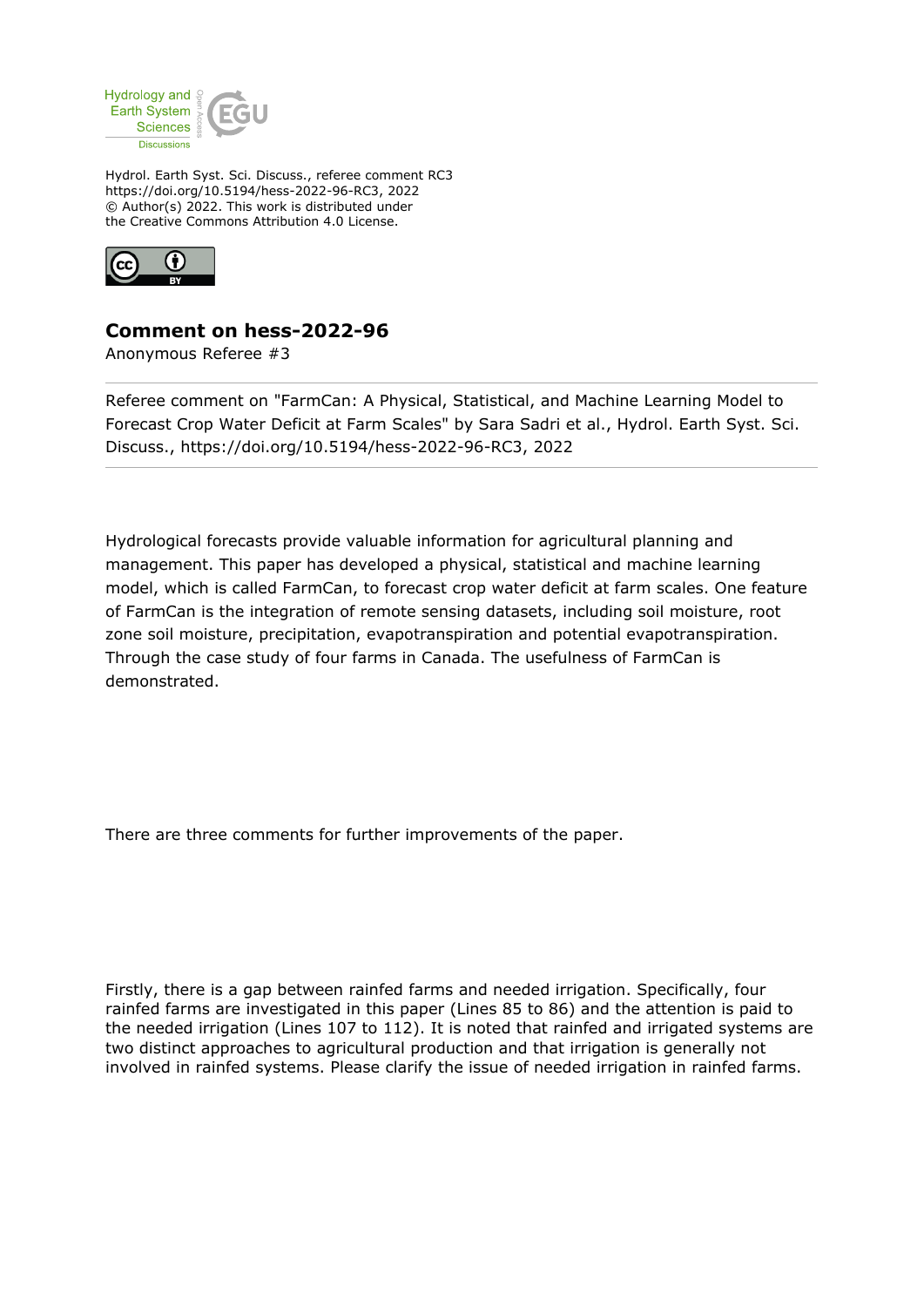Hydrol. Earth Syst. Sci. Discuss., referee comment RC3
https://doi.org/10.5194/hess-2022-96-RC3, 2022
© Author(s) 2022. This work is distributed under
the Creative Commons Attribution 4.0 License.

# Comment on hess-2022-96

Anonymous Referee #3

---

Referee comment on "FarmCan: A Physical, Statistical, and Machine Learning Model to Forecast Crop Water Deficit at Farm Scales" by Sara Sadri et al., Hydrol. Earth Syst. Sci. Discuss., https://doi.org/10.5194/hess-2022-96-RC3, 2022

---

Hydrological forecasts provide valuable information for agricultural planning and management. This paper has developed a physical, statistical and machine learning model, which is called FarmCan, to forecast crop water deficit at farm scales. One feature of FarmCan is the integration of remote sensing datasets, including soil moisture, root zone soil moisture, precipitation, evapotranspiration and potential evapotranspiration. Through the case study of four farms in Canada. The usefulness of FarmCan is demonstrated.

There are three comments for further improvements of the paper.

Firstly, there is a gap between rainfed farms and needed irrigation. Specifically, four rainfed farms are investigated in this paper (Lines 85 to 86) and the attention is paid to the needed irrigation (Lines 107 to 112). It is noted that rainfed and irrigated systems are two distinct approaches to agricultural production and that irrigation is generally not involved in rainfed systems. Please clarify the issue of needed irrigation in rainfed farms.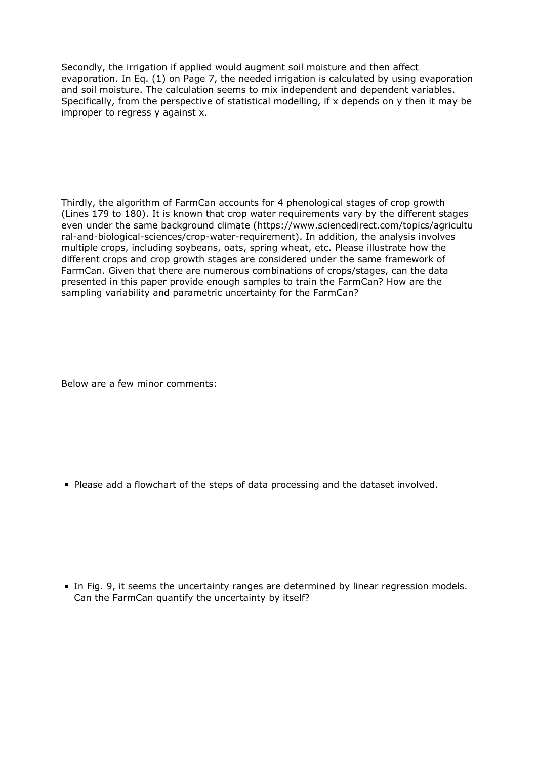Secondly, the irrigation if applied would augment soil moisture and then affect evaporation. In Eq. (1) on Page 7, the needed irrigation is calculated by using evaporation and soil moisture. The calculation seems to mix independent and dependent variables. Specifically, from the perspective of statistical modelling, if x depends on y then it may be improper to regress y against x.

Thirdly, the algorithm of FarmCan accounts for 4 phenological stages of crop growth (Lines 179 to 180). It is known that crop water requirements vary by the different stages even under the same background climate (https://www.sciencedirect.com/topics/agricultural-and-biological-sciences/crop-water-requirement). In addition, the analysis involves multiple crops, including soybeans, oats, spring wheat, etc. Please illustrate how the different crops and crop growth stages are considered under the same framework of FarmCan. Given that there are numerous combinations of crops/stages, can the data presented in this paper provide enough samples to train the FarmCan? How are the sampling variability and parametric uncertainty for the FarmCan?

Below are a few minor comments:

- Please add a flowchart of the steps of data processing and the dataset involved.

- In Fig. 9, it seems the uncertainty ranges are determined by linear regression models. Can the FarmCan quantify the uncertainty by itself?